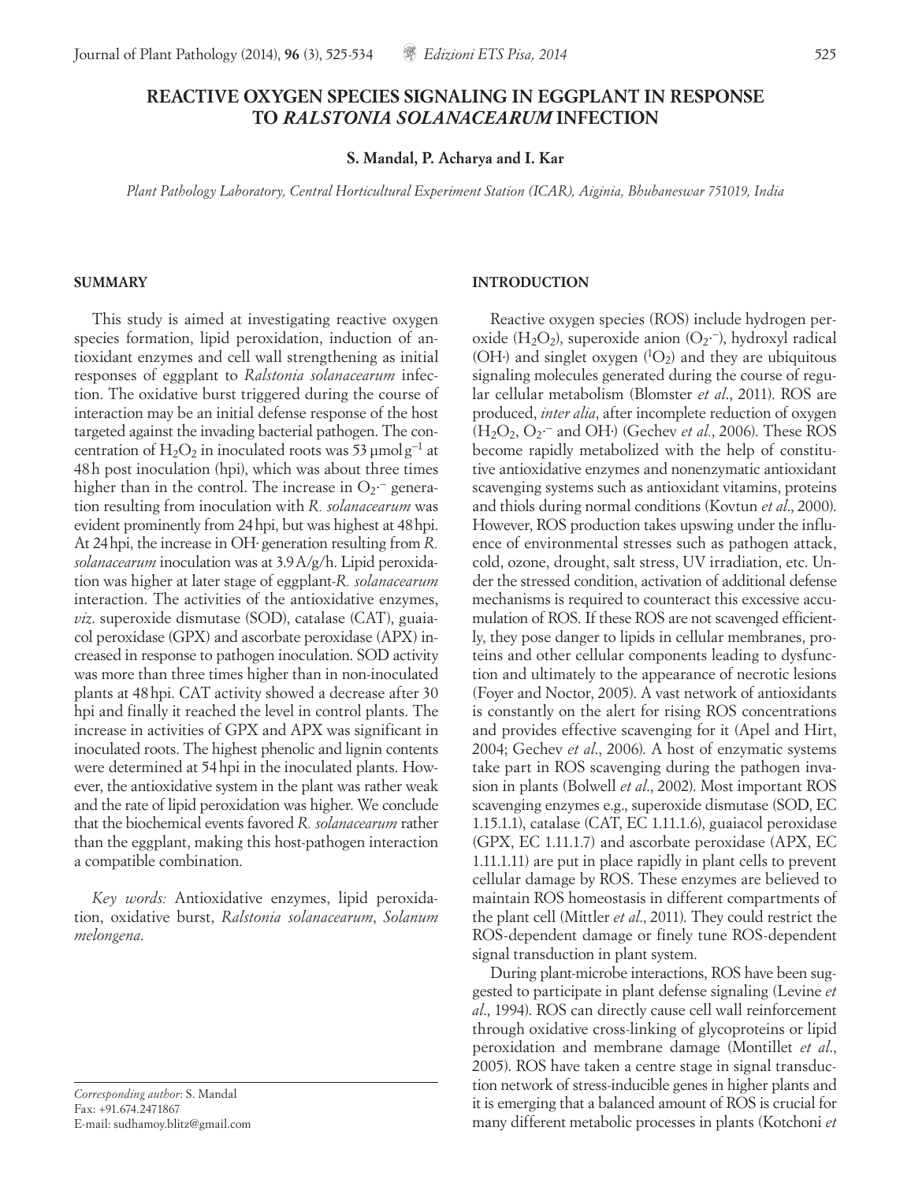# REACTIVE OXYGEN SPECIES SIGNALING IN EGGPLANT IN RESPONSE TO *RALSTONIA SOLANACEARUM* INFECTION

**S. Mandal, P. Acharya and I. Kar**

*Plant Pathology Laboratory, Central Horticultural Experiment Station (ICAR), Aiginia, Bhubaneswar 751019, India*

## SUMMARY

This study is aimed at investigating reactive oxygen species formation, lipid peroxidation, induction of antioxidant enzymes and cell wall strengthening as initial responses of eggplant to *Ralstonia solanacearum* infection. The oxidative burst triggered during the course of interaction may be an initial defense response of the host targeted against the invading bacterial pathogen. The concentration of $H_2O_2$ in inoculated roots was 53 µmol $g^{-1}$ at 48 h post inoculation (hpi), which was about three times higher than in the control. The increase in $O_2 \cdot^-$ generation resulting from inoculation with *R. solanacearum* was evident prominently from 24 hpi, but was highest at 48 hpi. At 24 hpi, the increase in OH· generation resulting from *R. solanacearum* inoculation was at 3.9 A/g/h. Lipid peroxidation was higher at later stage of eggplant-*R. solanacearum* interaction. The activities of the antioxidative enzymes, *viz*. superoxide dismutase (SOD), catalase (CAT), guaiacol peroxidase (GPX) and ascorbate peroxidase (APX) increased in response to pathogen inoculation. SOD activity was more than three times higher than in non-inoculated plants at 48 hpi. CAT activity showed a decrease after 30 hpi and finally it reached the level in control plants. The increase in activities of GPX and APX was significant in inoculated roots. The highest phenolic and lignin contents were determined at 54 hpi in the inoculated plants. However, the antioxidative system in the plant was rather weak and the rate of lipid peroxidation was higher. We conclude that the biochemical events favored *R. solanacearum* rather than the eggplant, making this host-pathogen interaction a compatible combination.

*Key words:* Antioxidative enzymes, lipid peroxidation, oxidative burst, *Ralstonia solanacearum*, *Solanum melongena*.

## INTRODUCTION

Reactive oxygen species (ROS) include hydrogen peroxide ($H_2O_2$), superoxide anion ($O_2 \cdot^-$), hydroxyl radical (OH·) and singlet oxygen ($^1O_2$) and they are ubiquitous signaling molecules generated during the course of regular cellular metabolism (Blomster *et al*., 2011). ROS are produced, *inter alia*, after incomplete reduction of oxygen ($H_2O_2$, $O_2 \cdot^-$ and OH·) (Gechev *et al*., 2006). These ROS become rapidly metabolized with the help of constitutive antioxidative enzymes and nonenzymatic antioxidant scavenging systems such as antioxidant vitamins, proteins and thiols during normal conditions (Kovtun *et al*., 2000). However, ROS production takes upswing under the influence of environmental stresses such as pathogen attack, cold, ozone, drought, salt stress, UV irradiation, etc. Under the stressed condition, activation of additional defense mechanisms is required to counteract this excessive accumulation of ROS. If these ROS are not scavenged efficiently, they pose danger to lipids in cellular membranes, proteins and other cellular components leading to dysfunction and ultimately to the appearance of necrotic lesions (Foyer and Noctor, 2005). A vast network of antioxidants is constantly on the alert for rising ROS concentrations and provides effective scavenging for it (Apel and Hirt, 2004; Gechev *et al*., 2006). A host of enzymatic systems take part in ROS scavenging during the pathogen invasion in plants (Bolwell *et al*., 2002). Most important ROS scavenging enzymes e.g., superoxide dismutase (SOD, EC 1.15.1.1), catalase (CAT, EC 1.11.1.6), guaiacol peroxidase (GPX, EC 1.11.1.7) and ascorbate peroxidase (APX, EC 1.11.1.11) are put in place rapidly in plant cells to prevent cellular damage by ROS. These enzymes are believed to maintain ROS homeostasis in different compartments of the plant cell (Mittler *et al*., 2011). They could restrict the ROS-dependent damage or finely tune ROS-dependent signal transduction in plant system.

During plant-microbe interactions, ROS have been suggested to participate in plant defense signaling (Levine *et al*., 1994). ROS can directly cause cell wall reinforcement through oxidative cross-linking of glycoproteins or lipid peroxidation and membrane damage (Montillet *et al*., 2005). ROS have taken a centre stage in signal transduction network of stress-inducible genes in higher plants and it is emerging that a balanced amount of ROS is crucial for many different metabolic processes in plants (Kotchoni *et*

*Corresponding author*: S. Mandal
Fax: +91.674.2471867
E-mail: sudhamoy.blitz@gmail.com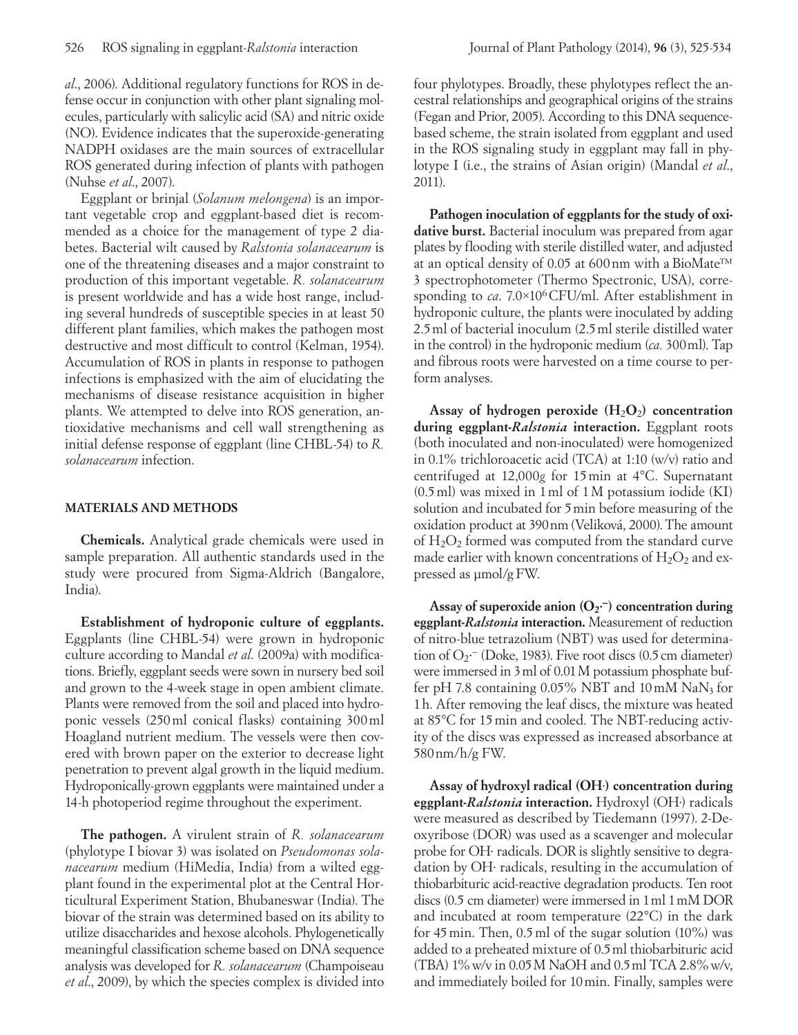*al*., 2006). Additional regulatory functions for ROS in defense occur in conjunction with other plant signaling molecules, particularly with salicylic acid (SA) and nitric oxide (NO). Evidence indicates that the superoxide-generating NADPH oxidases are the main sources of extracellular ROS generated during infection of plants with pathogen (Nuhse *et al*., 2007).

Eggplant or brinjal (*Solanum melongena*) is an important vegetable crop and eggplant-based diet is recommended as a choice for the management of type 2 diabetes. Bacterial wilt caused by *Ralstonia solanacearum* is one of the threatening diseases and a major constraint to production of this important vegetable. *R. solanacearum* is present worldwide and has a wide host range, including several hundreds of susceptible species in at least 50 different plant families, which makes the pathogen most destructive and most difficult to control (Kelman, 1954). Accumulation of ROS in plants in response to pathogen infections is emphasized with the aim of elucidating the mechanisms of disease resistance acquisition in higher plants. We attempted to delve into ROS generation, antioxidative mechanisms and cell wall strengthening as initial defense response of eggplant (line CHBL-54) to *R. solanacearum* infection.

## MATERIALS AND METHODS

**Chemicals.** Analytical grade chemicals were used in sample preparation. All authentic standards used in the study were procured from Sigma-Aldrich (Bangalore, India).

**Establishment of hydroponic culture of eggplants.** Eggplants (line CHBL-54) were grown in hydroponic culture according to Mandal *et al*. (2009a) with modifications. Briefly, eggplant seeds were sown in nursery bed soil and grown to the 4-week stage in open ambient climate. Plants were removed from the soil and placed into hydroponic vessels (250 ml conical flasks) containing 300 ml Hoagland nutrient medium. The vessels were then covered with brown paper on the exterior to decrease light penetration to prevent algal growth in the liquid medium. Hydroponically-grown eggplants were maintained under a 14-h photoperiod regime throughout the experiment.

**The pathogen.** A virulent strain of *R. solanacearum* (phylotype I biovar 3) was isolated on *Pseudomonas solanacearum* medium (HiMedia, India) from a wilted eggplant found in the experimental plot at the Central Horticultural Experiment Station, Bhubaneswar (India). The biovar of the strain was determined based on its ability to utilize disaccharides and hexose alcohols. Phylogenetically meaningful classification scheme based on DNA sequence analysis was developed for *R. solanacearum* (Champoiseau *et al*., 2009), by which the species complex is divided into four phylotypes. Broadly, these phylotypes reflect the ancestral relationships and geographical origins of the strains (Fegan and Prior, 2005). According to this DNA sequence-based scheme, the strain isolated from eggplant and used in the ROS signaling study in eggplant may fall in phylotype I (i.e., the strains of Asian origin) (Mandal *et al*., 2011).

**Pathogen inoculation of eggplants for the study of oxidative burst.** Bacterial inoculum was prepared from agar plates by flooding with sterile distilled water, and adjusted at an optical density of 0.05 at 600 nm with a BioMate™ 3 spectrophotometer (Thermo Spectronic, USA), corresponding to *ca*. $7.0\times10^6$ CFU/ml. After establishment in hydroponic culture, the plants were inoculated by adding 2.5 ml of bacterial inoculum (2.5 ml sterile distilled water in the control) in the hydroponic medium (*ca.* 300 ml). Tap and fibrous roots were harvested on a time course to perform analyses.

**Assay of hydrogen peroxide ($H_2O_2$) concentration during eggplant-*Ralstonia* interaction.** Eggplant roots (both inoculated and non-inoculated) were homogenized in 0.1% trichloroacetic acid (TCA) at 1:10 (w/v) ratio and centrifuged at 12,000*g* for 15 min at 4°C. Supernatant (0.5 ml) was mixed in 1 ml of 1 M potassium iodide (KI) solution and incubated for 5 min before measuring of the oxidation product at 390 nm (Velíková, 2000). The amount of $H_2O_2$ formed was computed from the standard curve made earlier with known concentrations of $H_2O_2$ and expressed as μmol/g FW.

**Assay of superoxide anion ($O_2\cdot^-$) concentration during eggplant-*Ralstonia* interaction.** Measurement of reduction of nitro-blue tetrazolium (NBT) was used for determination of $O_2\cdot^-$ (Doke, 1983). Five root discs (0.5 cm diameter) were immersed in 3 ml of 0.01 M potassium phosphate buffer pH 7.8 containing 0.05% NBT and 10 mM $NaN_3$ for 1 h. After removing the leaf discs, the mixture was heated at 85°C for 15 min and cooled. The NBT-reducing activity of the discs was expressed as increased absorbance at 580 nm/h/g FW.

**Assay of hydroxyl radical (OH·) concentration during eggplant-*Ralstonia* interaction.** Hydroxyl (OH·) radicals were measured as described by Tiedemann (1997). 2-Deoxyribose (DOR) was used as a scavenger and molecular probe for OH· radicals. DOR is slightly sensitive to degradation by OH· radicals, resulting in the accumulation of thiobarbituric acid-reactive degradation products. Ten root discs (0.5 cm diameter) were immersed in 1 ml 1 mM DOR and incubated at room temperature (22°C) in the dark for 45 min. Then, 0.5 ml of the sugar solution (10%) was added to a preheated mixture of 0.5 ml thiobarbituric acid (TBA) 1% w/v in 0.05 M NaOH and 0.5 ml TCA 2.8% w/v, and immediately boiled for 10 min. Finally, samples were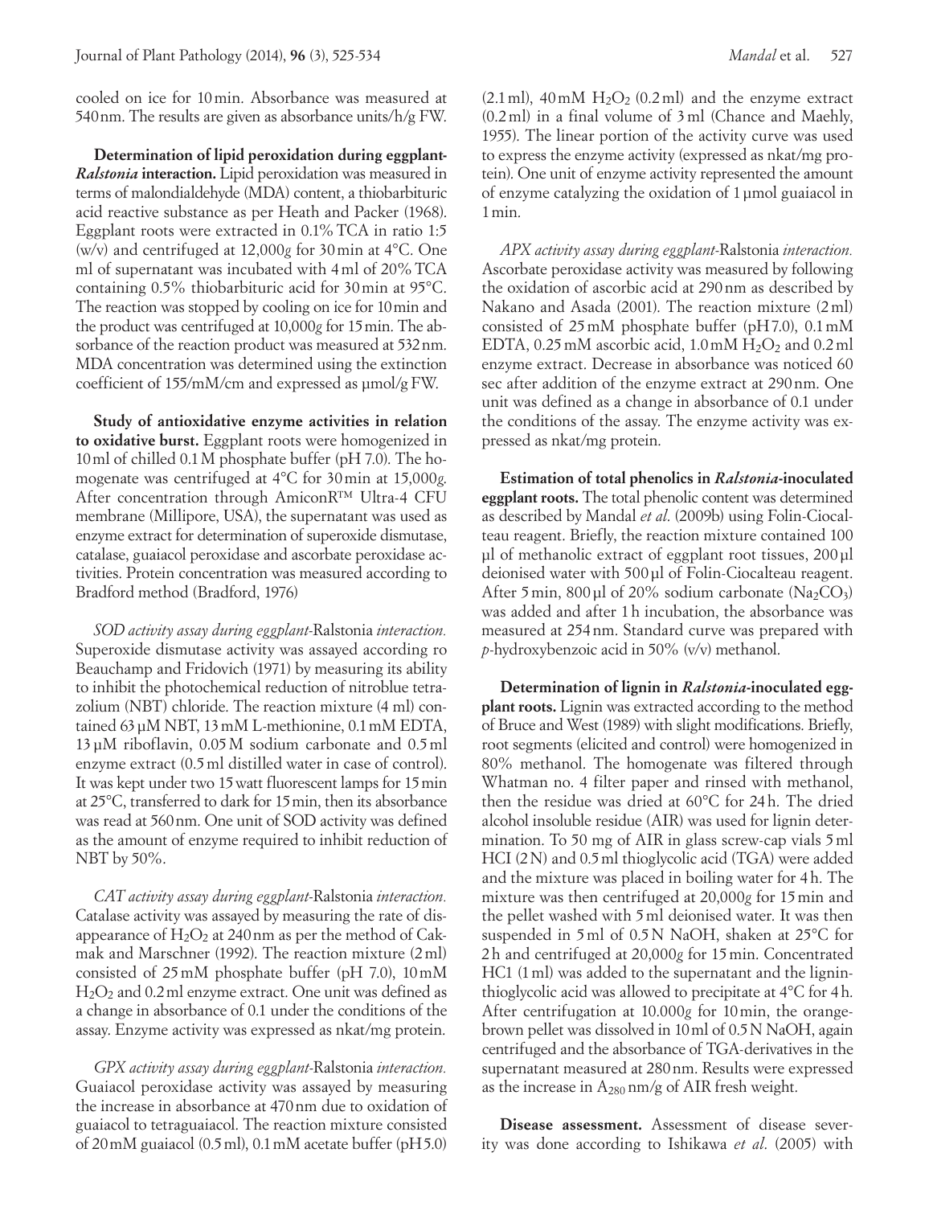cooled on ice for 10 min. Absorbance was measured at 540 nm. The results are given as absorbance units/h/g FW.

**Determination of lipid peroxidation during eggplant-*Ralstonia* interaction.** Lipid peroxidation was measured in terms of malondialdehyde (MDA) content, a thiobarbituric acid reactive substance as per Heath and Packer (1968). Eggplant roots were extracted in 0.1% TCA in ratio 1:5 (w/v) and centrifuged at 12,000*g* for 30 min at 4°C. One ml of supernatant was incubated with 4 ml of 20% TCA containing 0.5% thiobarbituric acid for 30 min at 95°C. The reaction was stopped by cooling on ice for 10 min and the product was centrifuged at 10,000*g* for 15 min. The absorbance of the reaction product was measured at 532 nm. MDA concentration was determined using the extinction coefficient of 155/mM/cm and expressed as µmol/g FW.

**Study of antioxidative enzyme activities in relation to oxidative burst.** Eggplant roots were homogenized in 10 ml of chilled 0.1 M phosphate buffer (pH 7.0). The homogenate was centrifuged at 4°C for 30 min at 15,000*g*. After concentration through AmiconR™ Ultra-4 CFU membrane (Millipore, USA), the supernatant was used as enzyme extract for determination of superoxide dismutase, catalase, guaiacol peroxidase and ascorbate peroxidase activities. Protein concentration was measured according to Bradford method (Bradford, 1976)

*SOD activity assay during eggplant-*Ralstonia *interaction.* Superoxide dismutase activity was assayed according ro Beauchamp and Fridovich (1971) by measuring its ability to inhibit the photochemical reduction of nitroblue tetrazolium (NBT) chloride. The reaction mixture (4 ml) contained 63 µM NBT, 13 mM L-methionine, 0.1 mM EDTA, 13 µM riboflavin, 0.05 M sodium carbonate and 0.5 ml enzyme extract (0.5 ml distilled water in case of control). It was kept under two 15 watt fluorescent lamps for 15 min at 25°C, transferred to dark for 15 min, then its absorbance was read at 560 nm. One unit of SOD activity was defined as the amount of enzyme required to inhibit reduction of NBT by 50%.

*CAT activity assay during eggplant-*Ralstonia *interaction.* Catalase activity was assayed by measuring the rate of disappearance of $H_2O_2$ at 240 nm as per the method of Cakmak and Marschner (1992). The reaction mixture (2 ml) consisted of 25 mM phosphate buffer (pH 7.0), 10 mM $H_2O_2$ and 0.2 ml enzyme extract. One unit was defined as a change in absorbance of 0.1 under the conditions of the assay. Enzyme activity was expressed as nkat/mg protein.

*GPX activity assay during eggplant-*Ralstonia *interaction.* Guaiacol peroxidase activity was assayed by measuring the increase in absorbance at 470 nm due to oxidation of guaiacol to tetraguaiacol. The reaction mixture consisted of 20 mM guaiacol (0.5 ml), 0.1 mM acetate buffer (pH 5.0) (2.1 ml), 40 mM $H_2O_2$ (0.2 ml) and the enzyme extract (0.2 ml) in a final volume of 3 ml (Chance and Maehly, 1955). The linear portion of the activity curve was used to express the enzyme activity (expressed as nkat/mg protein). One unit of enzyme activity represented the amount of enzyme catalyzing the oxidation of 1 µmol guaiacol in 1 min.

*APX activity assay during eggplant-*Ralstonia *interaction.* Ascorbate peroxidase activity was measured by following the oxidation of ascorbic acid at 290 nm as described by Nakano and Asada (2001). The reaction mixture (2 ml) consisted of 25 mM phosphate buffer (pH 7.0), 0.1 mM EDTA, 0.25 mM ascorbic acid, 1.0 mM $H_2O_2$ and 0.2 ml enzyme extract. Decrease in absorbance was noticed 60 sec after addition of the enzyme extract at 290 nm. One unit was defined as a change in absorbance of 0.1 under the conditions of the assay. The enzyme activity was expressed as nkat/mg protein.

**Estimation of total phenolics in *Ralstonia*-inoculated eggplant roots.** The total phenolic content was determined as described by Mandal *et al.* (2009b) using Folin-Ciocalteau reagent. Briefly, the reaction mixture contained 100 µl of methanolic extract of eggplant root tissues, 200 µl deionised water with 500 µl of Folin-Ciocalteau reagent. After 5 min, 800 µl of 20% sodium carbonate ($Na_2CO_3$) was added and after 1 h incubation, the absorbance was measured at 254 nm. Standard curve was prepared with *p*-hydroxybenzoic acid in 50% (v/v) methanol.

**Determination of lignin in *Ralstonia*-inoculated eggplant roots.** Lignin was extracted according to the method of Bruce and West (1989) with slight modifications. Briefly, root segments (elicited and control) were homogenized in 80% methanol. The homogenate was filtered through Whatman no. 4 filter paper and rinsed with methanol, then the residue was dried at 60°C for 24 h. The dried alcohol insoluble residue (AIR) was used for lignin determination. To 50 mg of AIR in glass screw-cap vials 5 ml HCI (2 N) and 0.5 ml thioglycolic acid (TGA) were added and the mixture was placed in boiling water for 4 h. The mixture was then centrifuged at 20,000*g* for 15 min and the pellet washed with 5 ml deionised water. It was then suspended in 5 ml of 0.5 N NaOH, shaken at 25°C for 2 h and centrifuged at 20,000*g* for 15 min. Concentrated HC1 (1 ml) was added to the supernatant and the lignin-thioglycolic acid was allowed to precipitate at 4°C for 4 h. After centrifugation at 10.000*g* for 10 min, the orange-brown pellet was dissolved in 10 ml of 0.5 N NaOH, again centrifuged and the absorbance of TGA-derivatives in the supernatant measured at 280 nm. Results were expressed as the increase in $A_{280}$ nm/g of AIR fresh weight.

**Disease assessment.** Assessment of disease severity was done according to Ishikawa *et al*. (2005) with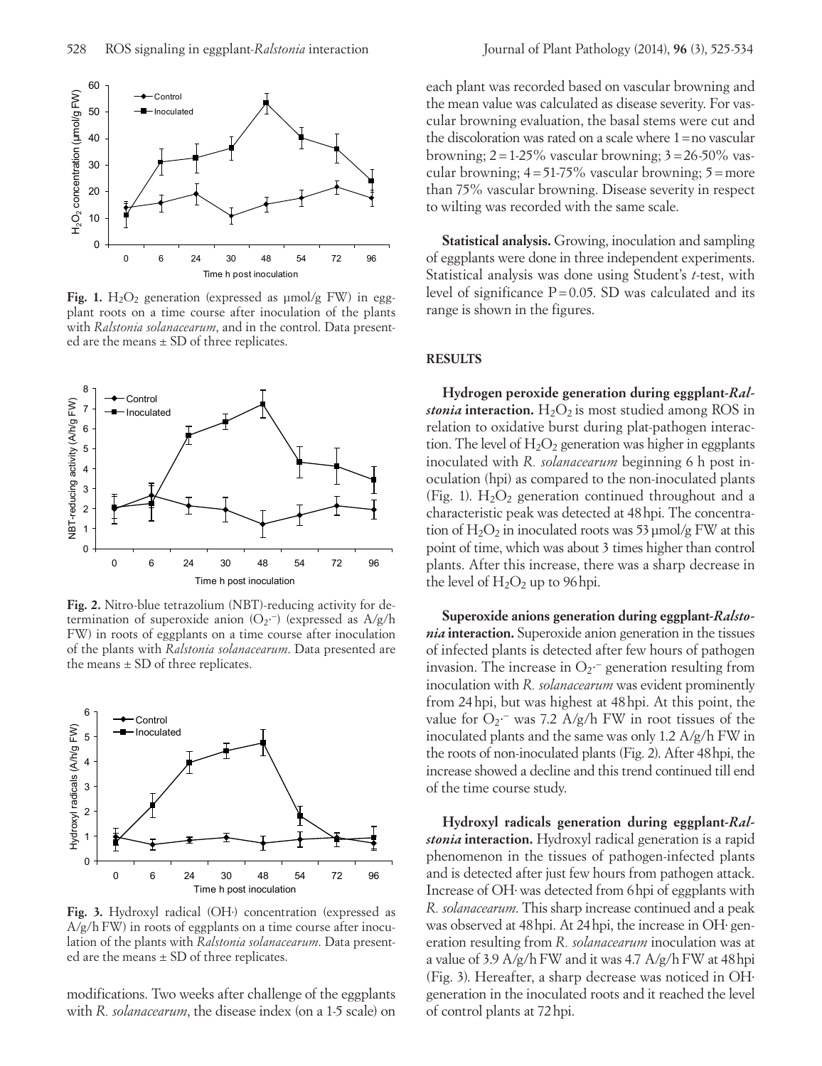Fig. 1. $H_2O_2$ generation (expressed as µmol/g FW) in eggplant roots on a time course after inoculation of the plants with *Ralstonia solanacearum*, and in the control. Data presented are the means ± SD of three replicates.

Fig. 2. Nitro-blue tetrazolium (NBT)-reducing activity for determination of superoxide anion ($O_2{\cdot}^-$) (expressed as A/g/h FW) in roots of eggplants on a time course after inoculation of the plants with *Ralstonia solanacearum*. Data presented are the means ± SD of three replicates.

Fig. 3. Hydroxyl radical (OH·) concentration (expressed as A/h/g FW) in roots of eggplants on a time course after inoculation of the plants with *Ralstonia solanacearum*. Data presented are the means ± SD of three replicates.

modifications. Two weeks after challenge of the eggplants with *R. solanacearum*, the disease index (on a 1-5 scale) on each plant was recorded based on vascular browning and the mean value was calculated as disease severity. For vascular browning evaluation, the basal stems were cut and the discoloration was rated on a scale where 1 = no vascular browning; 2 = 1-25% vascular browning; 3 = 26-50% vascular browning; 4 = 51-75% vascular browning; 5 = more than 75% vascular browning. Disease severity in respect to wilting was recorded with the same scale.

**Statistical analysis.** Growing, inoculation and sampling of eggplants were done in three independent experiments. Statistical analysis was done using Student's *t*-test, with level of significance $P = 0.05$. SD was calculated and its range is shown in the figures.

## RESULTS

**Hydrogen peroxide generation during eggplant-*Ralstonia* interaction.** $H_2O_2$ is most studied among ROS in relation to oxidative burst during plat-pathogen interaction. The level of $H_2O_2$ generation was higher in eggplants inoculated with *R. solanacearum* beginning 6 h post inoculation (hpi) as compared to the non-inoculated plants (Fig. 1). $H_2O_2$ generation continued throughout and a characteristic peak was detected at 48 hpi. The concentration of $H_2O_2$ in inoculated roots was 53 µmol/g FW at this point of time, which was about 3 times higher than control plants. After this increase, there was a sharp decrease in the level of $H_2O_2$ up to 96 hpi.

**Superoxide anions generation during eggplant-*Ralstonia* interaction.** Superoxide anion generation in the tissues of infected plants is detected after few hours of pathogen invasion. The increase in $O_2{\cdot}^-$ generation resulting from inoculation with *R. solanacearum* was evident prominently from 24 hpi, but was highest at 48 hpi. At this point, the value for $O_2{\cdot}^-$ was 7.2 A/g/h FW in root tissues of the inoculated plants and the same was only 1.2 A/g/h FW in the roots of non-inoculated plants (Fig. 2). After 48 hpi, the increase showed a decline and this trend continued till end of the time course study.

**Hydroxyl radicals generation during eggplant-*Ralstonia* interaction.** Hydroxyl radical generation is a rapid phenomenon in the tissues of pathogen-infected plants and is detected after just few hours from pathogen attack. Increase of OH· was detected from 6 hpi of eggplants with *R. solanacearum*. This sharp increase continued and a peak was observed at 48 hpi. At 24 hpi, the increase in OH· generation resulting from *R. solanacearum* inoculation was at a value of 3.9 A/g/h FW and it was 4.7 A/g/h FW at 48 hpi (Fig. 3). Hereafter, a sharp decrease was noticed in OH· generation in the inoculated roots and it reached the level of control plants at 72 hpi.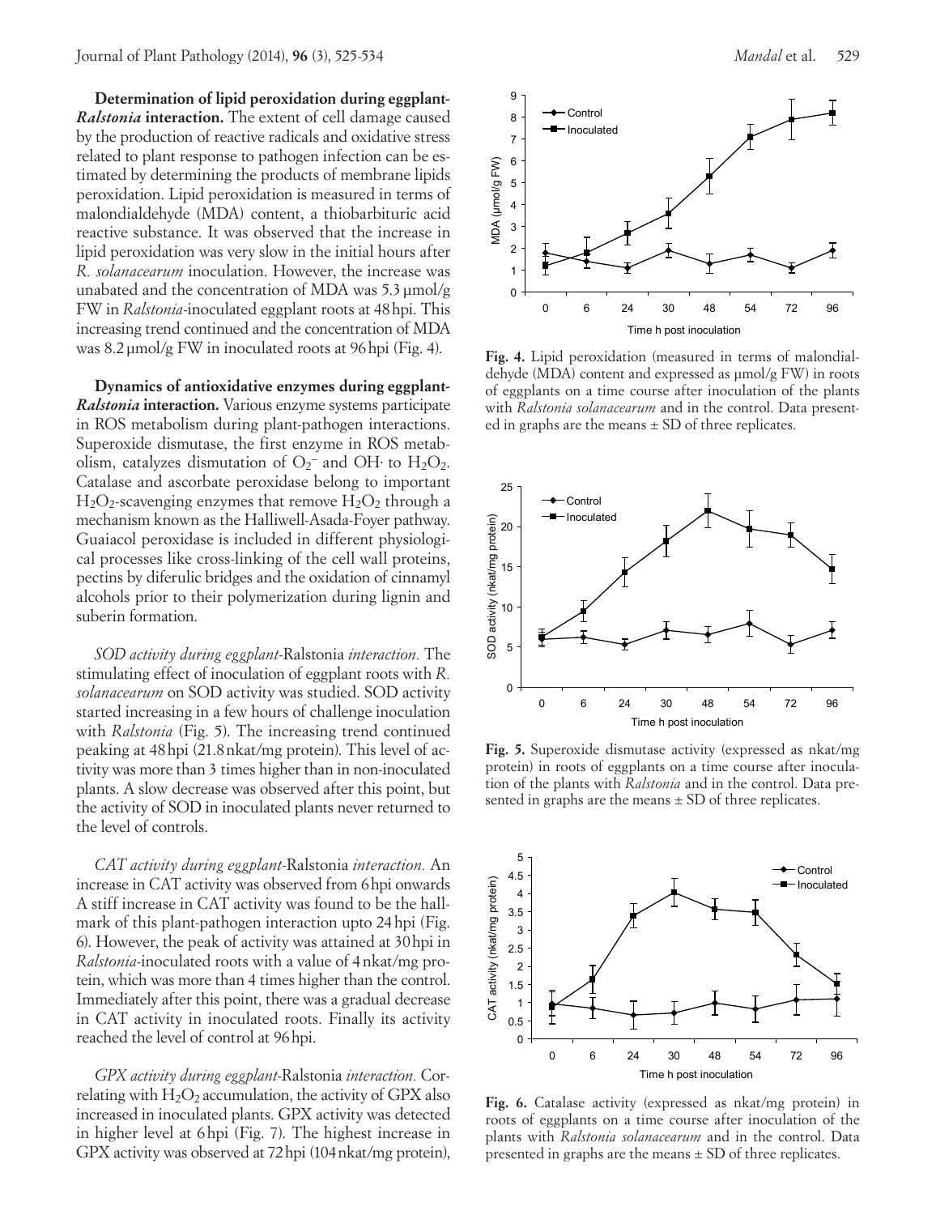**Determination of lipid peroxidation during eggplant-*Ralstonia* interaction.** The extent of cell damage caused by the production of reactive radicals and oxidative stress related to plant response to pathogen infection can be estimated by determining the products of membrane lipids peroxidation. Lipid peroxidation is measured in terms of malondialdehyde (MDA) content, a thiobarbituric acid reactive substance. It was observed that the increase in lipid peroxidation was very slow in the initial hours after *R. solanacearum* inoculation. However, the increase was unabated and the concentration of MDA was 5.3 µmol/g FW in *Ralstonia*-inoculated eggplant roots at 48 hpi. This increasing trend continued and the concentration of MDA was 8.2 µmol/g FW in inoculated roots at 96 hpi (Fig. 4).

**Dynamics of antioxidative enzymes during eggplant-*Ralstonia* interaction.** Various enzyme systems participate in ROS metabolism during plant-pathogen interactions. Superoxide dismutase, the first enzyme in ROS metabolism, catalyzes dismutation of $O_2^-$ and OH· to $H_2O_2$. Catalase and ascorbate peroxidase belong to important $H_2O_2$-scavenging enzymes that remove $H_2O_2$ through a mechanism known as the Halliwell-Asada-Foyer pathway. Guaiacol peroxidase is included in different physiological processes like cross-linking of the cell wall proteins, pectins by diferulic bridges and the oxidation of cinnamyl alcohols prior to their polymerization during lignin and suberin formation.

*SOD activity during eggplant-*Ralstonia *interaction.* The stimulating effect of inoculation of eggplant roots with *R. solanacearum* on SOD activity was studied. SOD activity started increasing in a few hours of challenge inoculation with *Ralstonia* (Fig. 5). The increasing trend continued peaking at 48 hpi (21.8 nkat/mg protein). This level of activity was more than 3 times higher than in non-inoculated plants. A slow decrease was observed after this point, but the activity of SOD in inoculated plants never returned to the level of controls.

*CAT activity during eggplant-*Ralstonia *interaction.* An increase in CAT activity was observed from 6 hpi onwards A stiff increase in CAT activity was found to be the hallmark of this plant-pathogen interaction upto 24 hpi (Fig. 6). However, the peak of activity was attained at 30 hpi in *Ralstonia*-inoculated roots with a value of 4 nkat/mg protein, which was more than 4 times higher than the control. Immediately after this point, there was a gradual decrease in CAT activity in inoculated roots. Finally its activity reached the level of control at 96 hpi.

*GPX activity during eggplant-*Ralstonia *interaction.* Correlating with $H_2O_2$ accumulation, the activity of GPX also increased in inoculated plants. GPX activity was detected in higher level at 6 hpi (Fig. 7). The highest increase in GPX activity was observed at 72 hpi (104 nkat/mg protein),

**Fig. 4.** Lipid peroxidation (measured in terms of malondialdehyde (MDA) content and expressed as µmol/g FW) in roots of eggplants on a time course after inoculation of the plants with *Ralstonia solanacearum* and in the control. Data presented in graphs are the means ± SD of three replicates.

**Fig. 5.** Superoxide dismutase activity (expressed as nkat/mg protein) in roots of eggplants on a time course after inoculation of the plants with *Ralstonia* and in the control. Data presented in graphs are the means ± SD of three replicates.

**Fig. 6.** Catalase activity (expressed as nkat/mg protein) in roots of eggplants on a time course after inoculation of the plants with *Ralstonia solanacearum* and in the control. Data presented in graphs are the means ± SD of three replicates.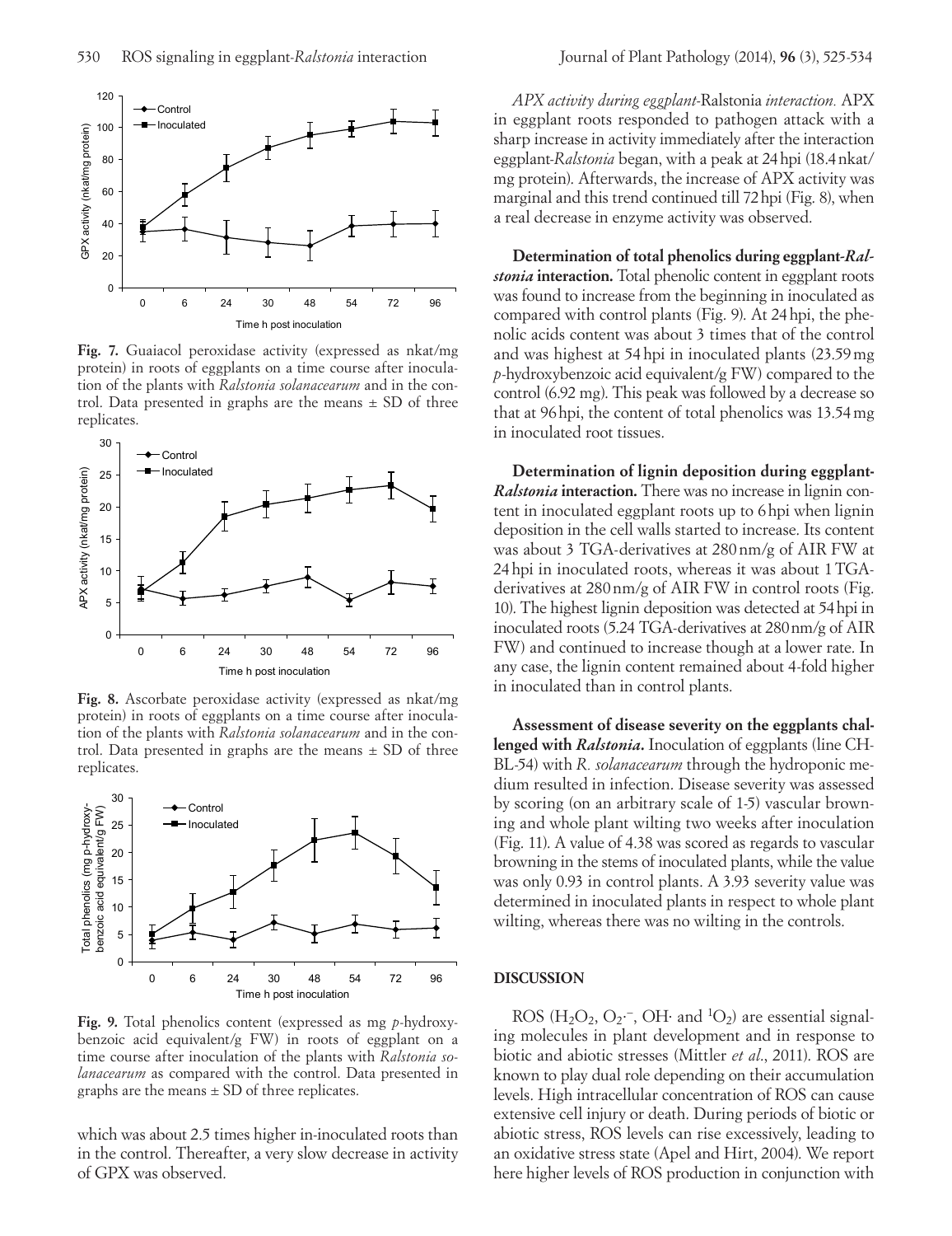**Fig. 7.** Guaiacol peroxidase activity (expressed as nkat/mg protein) in roots of eggplants on a time course after inoculation of the plants with *Ralstonia solanacearum* and in the control. Data presented in graphs are the means ± SD of three replicates.

**Fig. 8.** Ascorbate peroxidase activity (expressed as nkat/mg protein) in roots of eggplants on a time course after inoculation of the plants with *Ralstonia solanacearum* and in the control. Data presented in graphs are the means ± SD of three replicates.

**Fig. 9.** Total phenolics content (expressed as mg *p*-hydroxybenzoic acid equivalent/g FW) in roots of eggplant on a time course after inoculation of the plants with *Ralstonia solanacearum* as compared with the control. Data presented in graphs are the means ± SD of three replicates.

which was about 2.5 times higher in-inoculated roots than in the control. Thereafter, a very slow decrease in activity of GPX was observed.

*APX activity during eggplant-*Ralstonia *interaction.* APX in eggplant roots responded to pathogen attack with a sharp increase in activity immediately after the interaction eggplant-*Ralstonia* began, with a peak at 24 hpi (18.4 nkat/mg protein). Afterwards, the increase of APX activity was marginal and this trend continued till 72 hpi (Fig. 8), when a real decrease in enzyme activity was observed.

**Determination of total phenolics during eggplant-*Ralstonia* interaction.** Total phenolic content in eggplant roots was found to increase from the beginning in inoculated as compared with control plants (Fig. 9). At 24 hpi, the phenolic acids content was about 3 times that of the control and was highest at 54 hpi in inoculated plants (23.59 mg *p*-hydroxybenzoic acid equivalent/g FW) compared to the control (6.92 mg). This peak was followed by a decrease so that at 96 hpi, the content of total phenolics was 13.54 mg in inoculated root tissues.

**Determination of lignin deposition during eggplant-*Ralstonia* interaction.** There was no increase in lignin content in inoculated eggplant roots up to 6 hpi when lignin deposition in the cell walls started to increase. Its content was about 3 TGA-derivatives at 280 nm/g of AIR FW at 24 hpi in inoculated roots, whereas it was about 1 TGA-derivatives at 280 nm/g of AIR FW in control roots (Fig. 10). The highest lignin deposition was detected at 54 hpi in inoculated roots (5.24 TGA-derivatives at 280 nm/g of AIR FW) and continued to increase though at a lower rate. In any case, the lignin content remained about 4-fold higher in inoculated than in control plants.

**Assessment of disease severity on the eggplants challenged with *Ralstonia*.** Inoculation of eggplants (line CH-BL-54) with *R. solanacearum* through the hydroponic medium resulted in infection. Disease severity was assessed by scoring (on an arbitrary scale of 1-5) vascular browning and whole plant wilting two weeks after inoculation (Fig. 11). A value of 4.38 was scored as regards to vascular browning in the stems of inoculated plants, while the value was only 0.93 in control plants. A 3.93 severity value was determined in inoculated plants in respect to whole plant wilting, whereas there was no wilting in the controls.

## DISCUSSION

ROS ($H_2O_2$, $O_2^{\cdot-}$, $OH\cdot$ and $^1O_2$) are essential signaling molecules in plant development and in response to biotic and abiotic stresses (Mittler *et al*., 2011). ROS are known to play dual role depending on their accumulation levels. High intracellular concentration of ROS can cause extensive cell injury or death. During periods of biotic or abiotic stress, ROS levels can rise excessively, leading to an oxidative stress state (Apel and Hirt, 2004). We report here higher levels of ROS production in conjunction with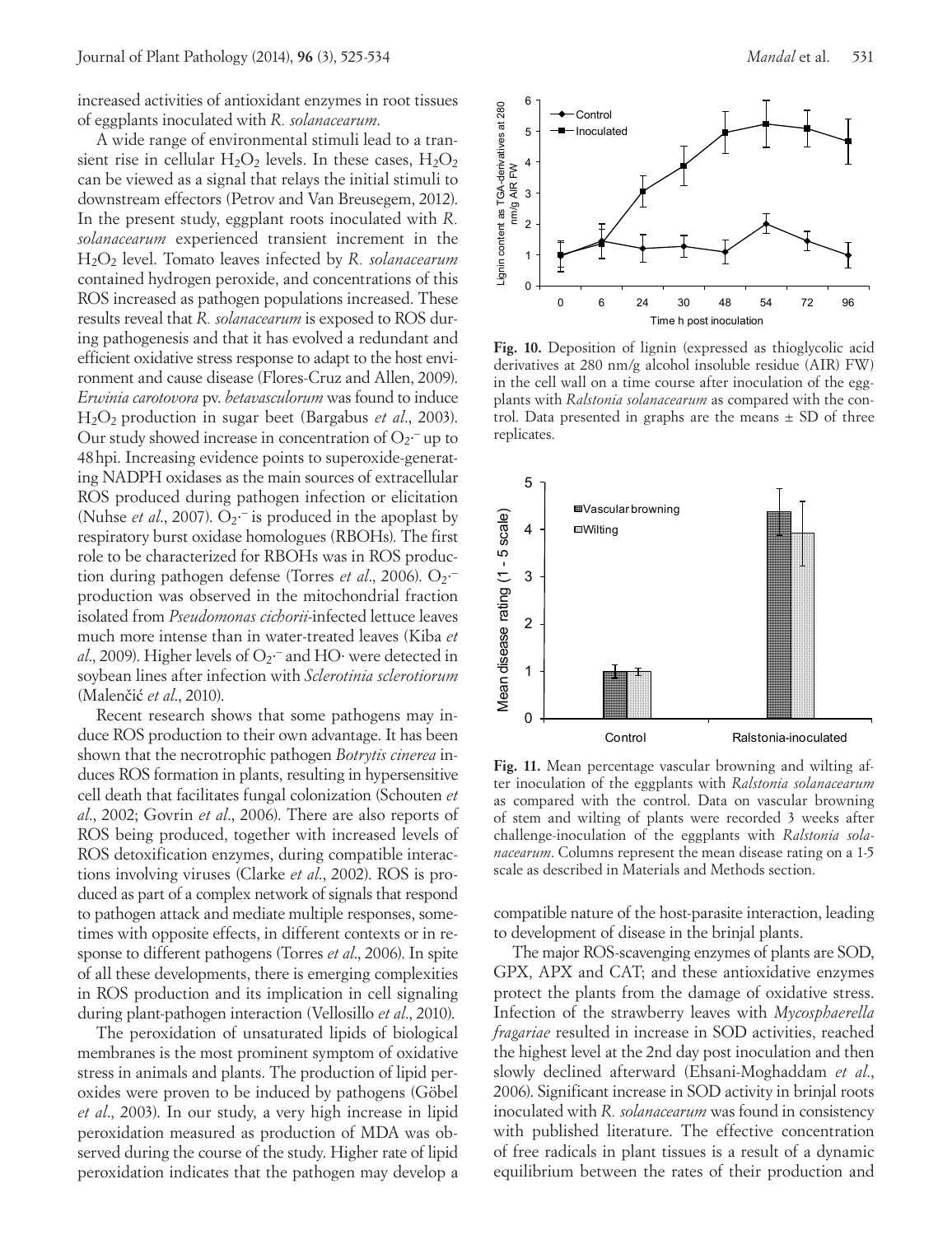increased activities of antioxidant enzymes in root tissues of eggplants inoculated with *R. solanacearum*.

A wide range of environmental stimuli lead to a transient rise in cellular $H_2O_2$ levels. In these cases, $H_2O_2$ can be viewed as a signal that relays the initial stimuli to downstream effectors (Petrov and Van Breusegem, 2012). In the present study, eggplant roots inoculated with *R. solanacearum* experienced transient increment in the $H_2O_2$ level. Tomato leaves infected by *R. solanacearum* contained hydrogen peroxide, and concentrations of this ROS increased as pathogen populations increased. These results reveal that *R. solanacearum* is exposed to ROS during pathogenesis and that it has evolved a redundant and efficient oxidative stress response to adapt to the host environment and cause disease (Flores-Cruz and Allen, 2009). *Erwinia carotovora* pv. *betavasculorum* was found to induce $H_2O_2$ production in sugar beet (Bargabus *et al*., 2003). Our study showed increase in concentration of $O_2^{\cdot-}$ up to 48 hpi. Increasing evidence points to superoxide-generating NADPH oxidases as the main sources of extracellular ROS produced during pathogen infection or elicitation (Nuhse *et al*., 2007). $O_2^{\cdot-}$ is produced in the apoplast by respiratory burst oxidase homologues (RBOHs). The first role to be characterized for RBOHs was in ROS production during pathogen defense (Torres *et al*., 2006). $O_2^{\cdot-}$ production was observed in the mitochondrial fraction isolated from *Pseudomonas cichorii*-infected lettuce leaves much more intense than in water-treated leaves (Kiba *et al*., 2009). Higher levels of $O_2^{\cdot-}$ and HO· were detected in soybean lines after infection with *Sclerotinia sclerotiorum* (Malenčić *et al*., 2010).

Recent research shows that some pathogens may induce ROS production to their own advantage. It has been shown that the necrotrophic pathogen *Botrytis cinerea* induces ROS formation in plants, resulting in hypersensitive cell death that facilitates fungal colonization (Schouten *et al*., 2002; Govrin *et al*., 2006). There are also reports of ROS being produced, together with increased levels of ROS detoxification enzymes, during compatible interactions involving viruses (Clarke *et al*., 2002). ROS is produced as part of a complex network of signals that respond to pathogen attack and mediate multiple responses, sometimes with opposite effects, in different contexts or in response to different pathogens (Torres *et al*., 2006). In spite of all these developments, there is emerging complexities in ROS production and its implication in cell signaling during plant-pathogen interaction (Vellosillo *et al*., 2010).

The peroxidation of unsaturated lipids of biological membranes is the most prominent symptom of oxidative stress in animals and plants. The production of lipid peroxides were proven to be induced by pathogens (Göbel *et al*., 2003). In our study, a very high increase in lipid peroxidation measured as production of MDA was observed during the course of the study. Higher rate of lipid peroxidation indicates that the pathogen may develop a compatible nature of the host-parasite interaction, leading to development of disease in the brinjal plants.

**Fig. 10.** Deposition of lignin (expressed as thioglycolic acid derivatives at 280 nm/g alcohol insoluble residue (AIR) FW) in the cell wall on a time course after inoculation of the eggplants with *Ralstonia solanacearum* as compared with the control. Data presented in graphs are the means ± SD of three replicates.

**Fig. 11.** Mean percentage vascular browning and wilting after inoculation of the eggplants with *Ralstonia solanacearum* as compared with the control. Data on vascular browning of stem and wilting of plants were recorded 3 weeks after challenge-inoculation of the eggplants with *Ralstonia solanacearum*. Columns represent the mean disease rating on a 1-5 scale as described in Materials and Methods section.

The major ROS-scavenging enzymes of plants are SOD, GPX, APX and CAT; and these antioxidative enzymes protect the plants from the damage of oxidative stress. Infection of the strawberry leaves with *Mycosphaerella fragariae* resulted in increase in SOD activities, reached the highest level at the 2nd day post inoculation and then slowly declined afterward (Ehsani-Moghaddam *et al*., 2006). Significant increase in SOD activity in brinjal roots inoculated with *R. solanacearum* was found in consistency with published literature. The effective concentration of free radicals in plant tissues is a result of a dynamic equilibrium between the rates of their production and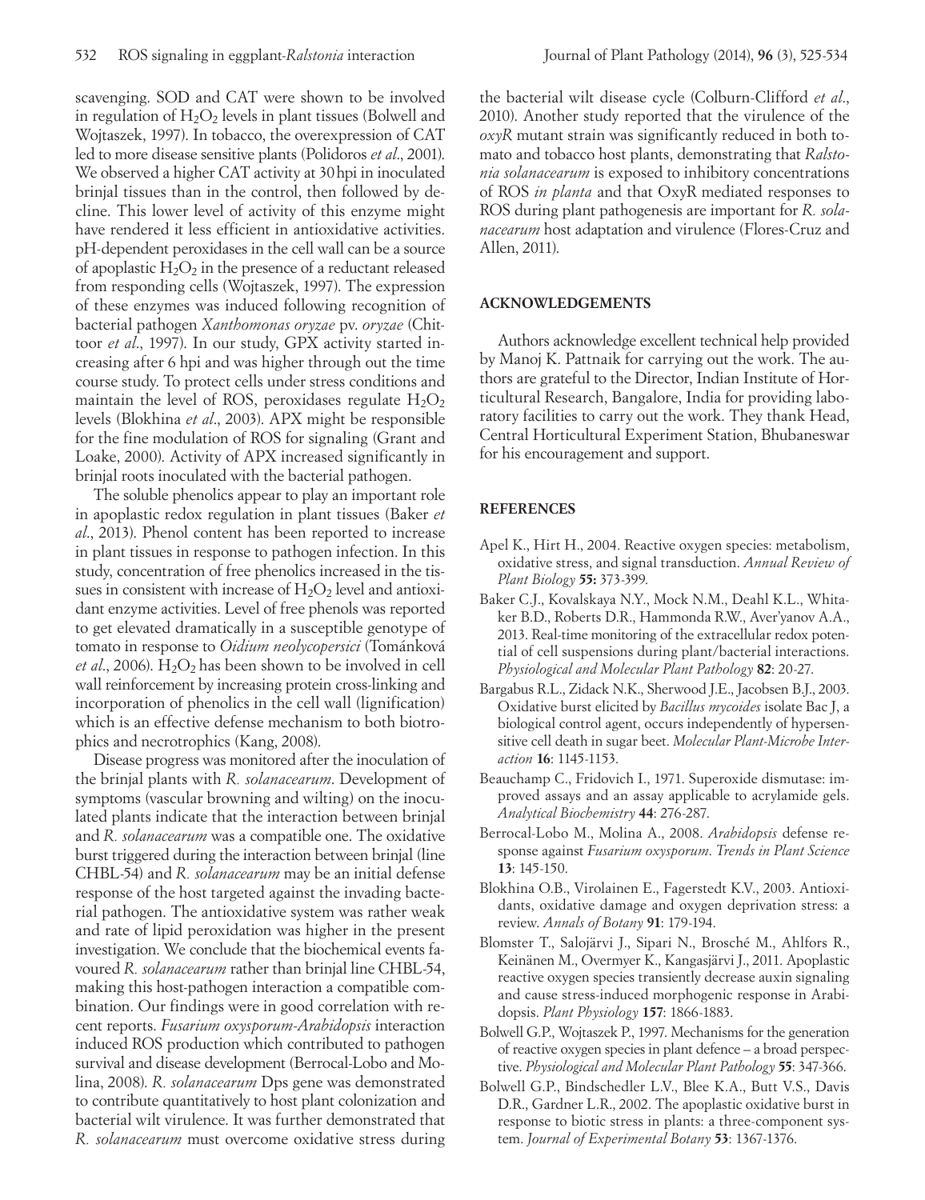scavenging. SOD and CAT were shown to be involved in regulation of $H_2O_2$ levels in plant tissues (Bolwell and Wojtaszek, 1997). In tobacco, the overexpression of CAT led to more disease sensitive plants (Polidoros *et al*., 2001). We observed a higher CAT activity at 30 hpi in inoculated brinjal tissues than in the control, then followed by decline. This lower level of activity of this enzyme might have rendered it less efficient in antioxidative activities. pH-dependent peroxidases in the cell wall can be a source of apoplastic $H_2O_2$ in the presence of a reductant released from responding cells (Wojtaszek, 1997). The expression of these enzymes was induced following recognition of bacterial pathogen *Xanthomonas oryzae* pv. *oryzae* (Chittoor *et al*., 1997). In our study, GPX activity started increasing after 6 hpi and was higher through out the time course study. To protect cells under stress conditions and maintain the level of ROS, peroxidases regulate $H_2O_2$ levels (Blokhina *et al*., 2003). APX might be responsible for the fine modulation of ROS for signaling (Grant and Loake, 2000). Activity of APX increased significantly in brinjal roots inoculated with the bacterial pathogen.

The soluble phenolics appear to play an important role in apoplastic redox regulation in plant tissues (Baker *et al*., 2013). Phenol content has been reported to increase in plant tissues in response to pathogen infection. In this study, concentration of free phenolics increased in the tissues in consistent with increase of $H_2O_2$ level and antioxidant enzyme activities. Level of free phenols was reported to get elevated dramatically in a susceptible genotype of tomato in response to *Oidium neolycopersici* (Tománková *et al*., 2006). $H_2O_2$ has been shown to be involved in cell wall reinforcement by increasing protein cross-linking and incorporation of phenolics in the cell wall (lignification) which is an effective defense mechanism to both biotrophics and necrotrophics (Kang, 2008).

Disease progress was monitored after the inoculation of the brinjal plants with *R. solanacearum*. Development of symptoms (vascular browning and wilting) on the inoculated plants indicate that the interaction between brinjal and *R. solanacearum* was a compatible one. The oxidative burst triggered during the interaction between brinjal (line CHBL-54) and *R. solanacearum* may be an initial defense response of the host targeted against the invading bacterial pathogen. The antioxidative system was rather weak and rate of lipid peroxidation was higher in the present investigation. We conclude that the biochemical events favoured *R. solanacearum* rather than brinjal line CHBL-54, making this host-pathogen interaction a compatible combination. Our findings were in good correlation with recent reports. *Fusarium oxysporum-Arabidopsis* interaction induced ROS production which contributed to pathogen survival and disease development (Berrocal-Lobo and Molina, 2008). *R. solanacearum* Dps gene was demonstrated to contribute quantitatively to host plant colonization and bacterial wilt virulence. It was further demonstrated that *R. solanacearum* must overcome oxidative stress during the bacterial wilt disease cycle (Colburn-Clifford *et al*., 2010). Another study reported that the virulence of the *oxyR* mutant strain was significantly reduced in both tomato and tobacco host plants, demonstrating that *Ralstonia solanacearum* is exposed to inhibitory concentrations of ROS *in planta* and that OxyR mediated responses to ROS during plant pathogenesis are important for *R. solanacearum* host adaptation and virulence (Flores-Cruz and Allen, 2011).

## ACKNOWLEDGEMENTS

Authors acknowledge excellent technical help provided by Manoj K. Pattnaik for carrying out the work. The authors are grateful to the Director, Indian Institute of Horticultural Research, Bangalore, India for providing laboratory facilities to carry out the work. They thank Head, Central Horticultural Experiment Station, Bhubaneswar for his encouragement and support.

## REFERENCES

Apel K., Hirt H., 2004. Reactive oxygen species: metabolism, oxidative stress, and signal transduction. *Annual Review of Plant Biology* **55:** 373-399.

Baker C.J., Kovalskaya N.Y., Mock N.M., Deahl K.L., Whitaker B.D., Roberts D.R., Hammonda R.W., Aver'yanov A.A., 2013. Real-time monitoring of the extracellular redox potential of cell suspensions during plant/bacterial interactions. *Physiological and Molecular Plant Pathology* **82**: 20-27.

Bargabus R.L., Zidack N.K., Sherwood J.E., Jacobsen B.J., 2003. Oxidative burst elicited by *Bacillus mycoides* isolate Bac J, a biological control agent, occurs independently of hypersensitive cell death in sugar beet. *Molecular Plant-Microbe Interaction* **16**: 1145-1153.

Beauchamp C., Fridovich I., 1971. Superoxide dismutase: improved assays and an assay applicable to acrylamide gels. *Analytical Biochemistry* **44**: 276-287.

Berrocal-Lobo M., Molina A., 2008. *Arabidopsis* defense response against *Fusarium oxysporum*. *Trends in Plant Science* **13**: 145-150.

Blokhina O.B., Virolainen E., Fagerstedt K.V., 2003. Antioxidants, oxidative damage and oxygen deprivation stress: a review. *Annals of Botany* **91**: 179-194.

Blomster T., Salojärvi J., Sipari N., Brosché M., Ahlfors R., Keinänen M., Overmyer K., Kangasjärvi J., 2011. Apoplastic reactive oxygen species transiently decrease auxin signaling and cause stress-induced morphogenic response in Arabidopsis. *Plant Physiology* **157**: 1866-1883.

Bolwell G.P., Wojtaszek P., 1997. Mechanisms for the generation of reactive oxygen species in plant defence – a broad perspective. *Physiological and Molecular Plant Pathology* **55**: 347-366.

Bolwell G.P., Bindschedler L.V., Blee K.A., Butt V.S., Davis D.R., Gardner L.R., 2002. The apoplastic oxidative burst in response to biotic stress in plants: a three-component system. *Journal of Experimental Botany* **53**: 1367-1376.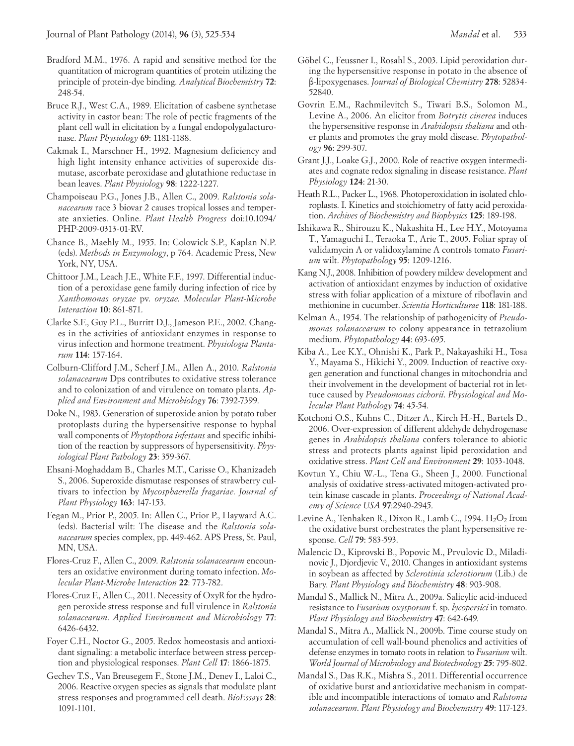Bradford M.M., 1976. A rapid and sensitive method for the quantitation of microgram quantities of protein utilizing the principle of protein-dye binding. *Analytical Biochemistry* **72**: 248-54.

Bruce R.J., West C.A., 1989. Elicitation of casbene synthetase activity in castor bean: The role of pectic fragments of the plant cell wall in elicitation by a fungal endopolygalacturonase. *Plant Physiology* **69**: 1181-1188.

Cakmak I., Marschner H., 1992. Magnesium deficiency and high light intensity enhance activities of superoxide dismutase, ascorbate peroxidase and glutathione reductase in bean leaves. *Plant Physiology* **98**: 1222-1227.

Champoiseau P.G., Jones J.B., Allen C., 2009. *Ralstonia solanacearum* race 3 biovar 2 causes tropical losses and temperate anxieties. Online. *Plant Health Progress* doi:10.1094/PHP-2009-0313-01-RV.

Chance B., Maehly M., 1955. In: Colowick S.P., Kaplan N.P. (eds). *Methods in Enzymology*, p 764. Academic Press, New York, NY, USA.

Chittoor J.M., Leach J.E., White F.F., 1997. Differential induction of a peroxidase gene family during infection of rice by *Xanthomonas oryzae* pv. *oryzae*. *Molecular Plant-Microbe Interaction* **10**: 861-871.

Clarke S.F., Guy P.L., Burritt D.J., Jameson P.E., 2002. Changes in the activities of antioxidant enzymes in response to virus infection and hormone treatment. *Physiologia Plantarum* **114**: 157-164.

Colburn-Clifford J.M., Scherf J.M., Allen A., 2010. *Ralstonia solanacearum* Dps contributes to oxidative stress tolerance and to colonization of and virulence on tomato plants. *Applied and Environment and Microbiology* **76**: 7392-7399.

Doke N., 1983. Generation of superoxide anion by potato tuber protoplasts during the hypersensitive response to hyphal wall components of *Phytopthora infestans* and specific inhibition of the reaction by suppressors of hypersensitivity. *Physiological Plant Pathology* **23**: 359-367.

Ehsani-Moghaddam B., Charles M.T., Carisse O., Khanizadeh S., 2006. Superoxide dismutase responses of strawberry cultivars to infection by *Mycosphaerella fragariae*. *Journal of Plant Physiology* **163**: 147-153.

Fegan M., Prior P., 2005. In: Allen C., Prior P., Hayward A.C. (eds). Bacterial wilt: The disease and the *Ralstonia solanacearum* species complex, pp. 449-462. APS Press, St. Paul, MN, USA.

Flores-Cruz F., Allen C., 2009. *Ralstonia solanacearum* encounters an oxidative environment during tomato infection. *Molecular Plant-Microbe Interaction* **22**: 773-782.

Flores-Cruz F., Allen C., 2011. Necessity of OxyR for the hydrogen peroxide stress response and full virulence in *Ralstonia solanacearum*. *Applied Environment and Microbiology* **77**: 6426-6432.

Foyer C.H., Noctor G., 2005. Redox homeostasis and antioxidant signaling: a metabolic interface between stress perception and physiological responses. *Plant Cell* **17**: 1866-1875.

Gechev T.S., Van Breusegem F., Stone J.M., Denev I., Laloi C., 2006. Reactive oxygen species as signals that modulate plant stress responses and programmed cell death. *BioEssays* **28**: 1091-1101.

Göbel C., Feussner I., Rosahl S., 2003. Lipid peroxidation during the hypersensitive response in potato in the absence of β-lipoxygenases. *Journal of Biological Chemistry* **278**: 52834-52840.

Govrin E.M., Rachmilevitch S., Tiwari B.S., Solomon M., Levine A., 2006. An elicitor from *Botrytis cinerea* induces the hypersensitive response in *Arabidopsis thaliana* and other plants and promotes the gray mold disease. *Phytopathology* **96**: 299-307.

Grant J.J., Loake G.J., 2000. Role of reactive oxygen intermediates and cognate redox signaling in disease resistance. *Plant Physiology* **124**: 21-30.

Heath R.L., Packer L., 1968. Photoperoxidation in isolated chloroplasts. I. Kinetics and stoichiometry of fatty acid peroxidation. *Archives of Biochemistry and Biophysics* **125**: 189-198.

Ishikawa R., Shirouzu K., Nakashita H., Lee H.Y., Motoyama T., Yamaguchi I., Teraoka T., Arie T., 2005. Foliar spray of validamycin A or validoxylamine A controls tomato *Fusarium* wilt. *Phytopathology* **95**: 1209-1216.

Kang N.J., 2008. Inhibition of powdery mildew development and activation of antioxidant enzymes by induction of oxidative stress with foliar application of a mixture of riboflavin and methionine in cucumber. *Scientia Horticulturae* **118**: 181-188.

Kelman A., 1954. The relationship of pathogenicity of *Pseudomonas solanacearum* to colony appearance in tetrazolium medium. *Phytopathology* **44**: 693-695.

Kiba A., Lee K.Y., Ohnishi K., Park P., Nakayashiki H., Tosa Y., Mayama S., Hikichi Y., 2009. Induction of reactive oxygen generation and functional changes in mitochondria and their involvement in the development of bacterial rot in lettuce caused by *Pseudomonas cichorii*. *Physiological and Molecular Plant Pathology* **74**: 45-54.

Kotchoni O.S., Kuhns C., Ditzer A., Kirch H.-H., Bartels D., 2006. Over-expression of different aldehyde dehydrogenase genes in *Arabidopsis thaliana* confers tolerance to abiotic stress and protects plants against lipid peroxidation and oxidative stress. *Plant Cell and Environment* **29**: 1033-1048.

Kovtun Y., Chiu W.-L., Tena G., Sheen J., 2000. Functional analysis of oxidative stress-activated mitogen-activated protein kinase cascade in plants. *Proceedings of National Academy of Science USA* **97**:2940-2945.

Levine A., Tenhaken R., Dixon R., Lamb C., 1994. $H_2O_2$ from the oxidative burst orchestrates the plant hypersensitive response. *Cell* **79**: 583-593.

Malencic D., Kiprovski B., Popovic M., Prvulovic D., Miladinovic J., Djordjevic V., 2010. Changes in antioxidant systems in soybean as affected by *Sclerotinia sclerotiorum* (Lib.) de Bary. *Plant Physiology and Biochemistry* **48**: 903-908.

Mandal S., Mallick N., Mitra A., 2009a. Salicylic acid-induced resistance to *Fusarium oxysporum* f. sp. *lycopersici* in tomato. *Plant Physiology and Biochemistry* **47**: 642-649.

Mandal S., Mitra A., Mallick N., 2009b. Time course study on accumulation of cell wall-bound phenolics and activities of defense enzymes in tomato roots in relation to *Fusarium* wilt. *World Journal of Microbiology and Biotechnology* **25**: 795-802.

Mandal S., Das R.K., Mishra S., 2011. Differential occurrence of oxidative burst and antioxidative mechanism in compatible and incompatible interactions of tomato and *Ralstonia solanacearum*. *Plant Physiology and Biochemistry* **49**: 117-123.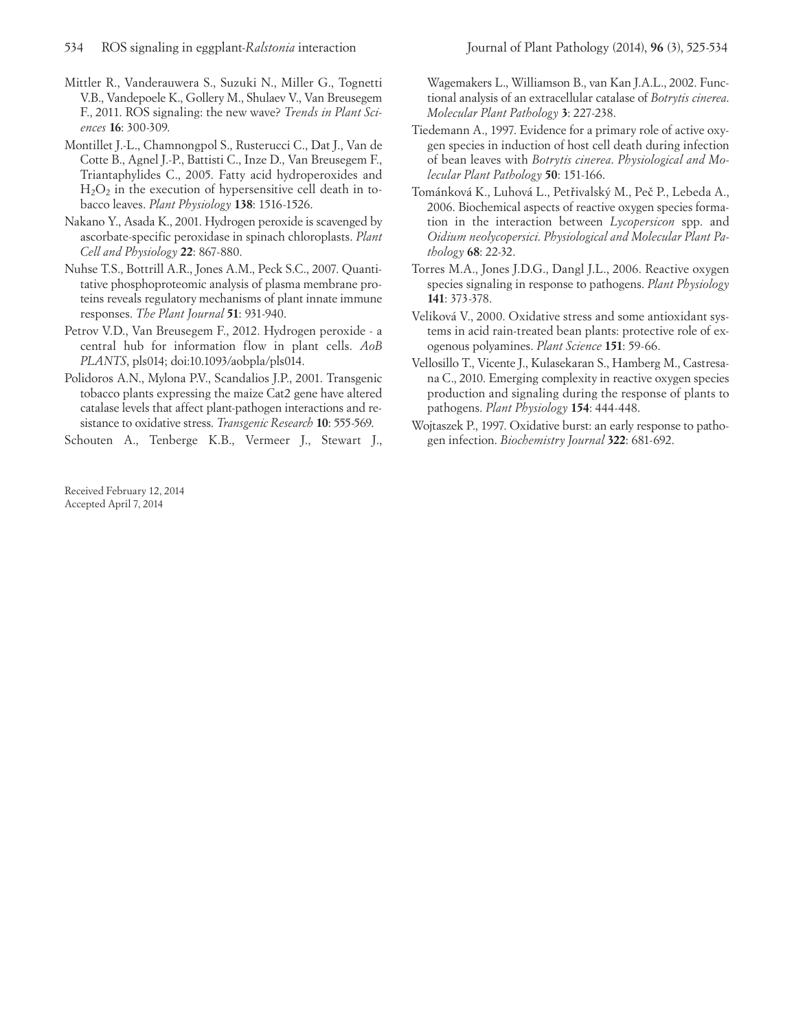Mittler R., Vanderauwera S., Suzuki N., Miller G., Tognetti V.B., Vandepoele K., Gollery M., Shulaev V., Van Breusegem F., 2011. ROS signaling: the new wave? *Trends in Plant Sciences* **16**: 300-309.

Montillet J.-L., Chamnongpol S., Rusterucci C., Dat J., Van de Cotte B., Agnel J.-P., Battisti C., Inze D., Van Breusegem F., Triantaphylides C., 2005. Fatty acid hydroperoxides and $H_2O_2$ in the execution of hypersensitive cell death in tobacco leaves. *Plant Physiology* **138**: 1516-1526.

Nakano Y., Asada K., 2001. Hydrogen peroxide is scavenged by ascorbate-specific peroxidase in spinach chloroplasts. *Plant Cell and Physiology* **22**: 867-880.

Nuhse T.S., Bottrill A.R., Jones A.M., Peck S.C., 2007. Quantitative phosphoproteomic analysis of plasma membrane proteins reveals regulatory mechanisms of plant innate immune responses. *The Plant Journal* **51**: 931-940.

Petrov V.D., Van Breusegem F., 2012. Hydrogen peroxide - a central hub for information flow in plant cells. *AoB PLANTS*, pls014; doi:10.1093/aobpla/pls014.

Polidoros A.N., Mylona P.V., Scandalios J.P., 2001. Transgenic tobacco plants expressing the maize Cat2 gene have altered catalase levels that affect plant-pathogen interactions and resistance to oxidative stress. *Transgenic Research* **10**: 555-569.

Schouten A., Tenberge K.B., Vermeer J., Stewart J., Wagemakers L., Williamson B., van Kan J.A.L., 2002. Functional analysis of an extracellular catalase of *Botrytis cinerea*. *Molecular Plant Pathology* **3**: 227-238.

Tiedemann A., 1997. Evidence for a primary role of active oxygen species in induction of host cell death during infection of bean leaves with *Botrytis cinerea*. *Physiological and Molecular Plant Pathology* **50**: 151-166.

Tománková K., Luhová L., Petřivalský M., Peč P., Lebeda A., 2006. Biochemical aspects of reactive oxygen species formation in the interaction between *Lycopersicon* spp. and *Oidium neolycopersici*. *Physiological and Molecular Plant Pathology* **68**: 22-32.

Torres M.A., Jones J.D.G., Dangl J.L., 2006. Reactive oxygen species signaling in response to pathogens. *Plant Physiology* **141**: 373-378.

Veliková V., 2000. Oxidative stress and some antioxidant systems in acid rain-treated bean plants: protective role of exogenous polyamines. *Plant Science* **151**: 59-66.

Vellosillo T., Vicente J., Kulasekaran S., Hamberg M., Castresana C., 2010. Emerging complexity in reactive oxygen species production and signaling during the response of plants to pathogens. *Plant Physiology* **154**: 444-448.

Wojtaszek P., 1997. Oxidative burst: an early response to pathogen infection. *Biochemistry Journal* **322**: 681-692.

Received February 12, 2014
Accepted April 7, 2014